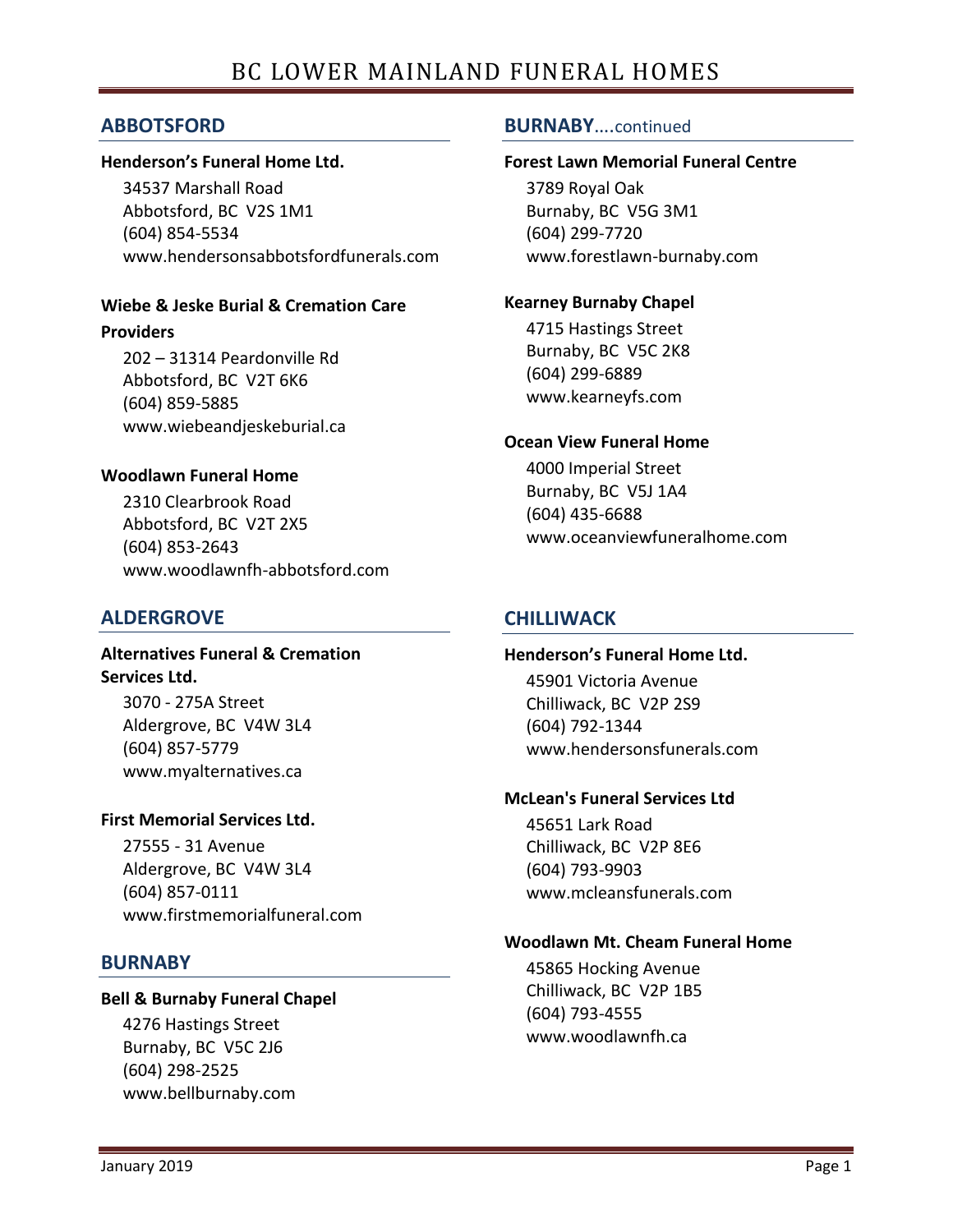# BC LOWER MAINLAND FUNERAL HOMES

## ABBOTSFORD

**Henderson's Funeral Home Ltd.**
34537 Marshall Road
Abbotsford, BC V2S 1M1
(604) 854-5534
www.hendersonsabbotsfordfunerals.com

**Wiebe & Jeske Burial & Cremation Care Providers**
202 – 31314 Peardonville Rd
Abbotsford, BC V2T 6K6
(604) 859-5885
www.wiebeandjeskeburial.ca

**Woodlawn Funeral Home**
2310 Clearbrook Road
Abbotsford, BC V2T 2X5
(604) 853-2643
www.woodlawnfh-abbotsford.com

## ALDERGROVE

**Alternatives Funeral & Cremation Services Ltd.**
3070 - 275A Street
Aldergrove, BC V4W 3L4
(604) 857-5779
www.myalternatives.ca

**First Memorial Services Ltd.**
27555 - 31 Avenue
Aldergrove, BC V4W 3L4
(604) 857-0111
www.firstmemorialfuneral.com

## BURNABY

**Bell & Burnaby Funeral Chapel**
4276 Hastings Street
Burnaby, BC V5C 2J6
(604) 298-2525
www.bellburnaby.com

## BURNABY....continued

**Forest Lawn Memorial Funeral Centre**
3789 Royal Oak
Burnaby, BC V5G 3M1
(604) 299-7720
www.forestlawn-burnaby.com

**Kearney Burnaby Chapel**
4715 Hastings Street
Burnaby, BC V5C 2K8
(604) 299-6889
www.kearneyfs.com

**Ocean View Funeral Home**
4000 Imperial Street
Burnaby, BC V5J 1A4
(604) 435-6688
www.oceanviewfuneralhome.com

## CHILLIWACK

**Henderson's Funeral Home Ltd.**
45901 Victoria Avenue
Chilliwack, BC V2P 2S9
(604) 792-1344
www.hendersonsfunerals.com

**McLean's Funeral Services Ltd**
45651 Lark Road
Chilliwack, BC V2P 8E6
(604) 793-9903
www.mcleansfunerals.com

**Woodlawn Mt. Cheam Funeral Home**
45865 Hocking Avenue
Chilliwack, BC V2P 1B5
(604) 793-4555
www.woodlawnfh.ca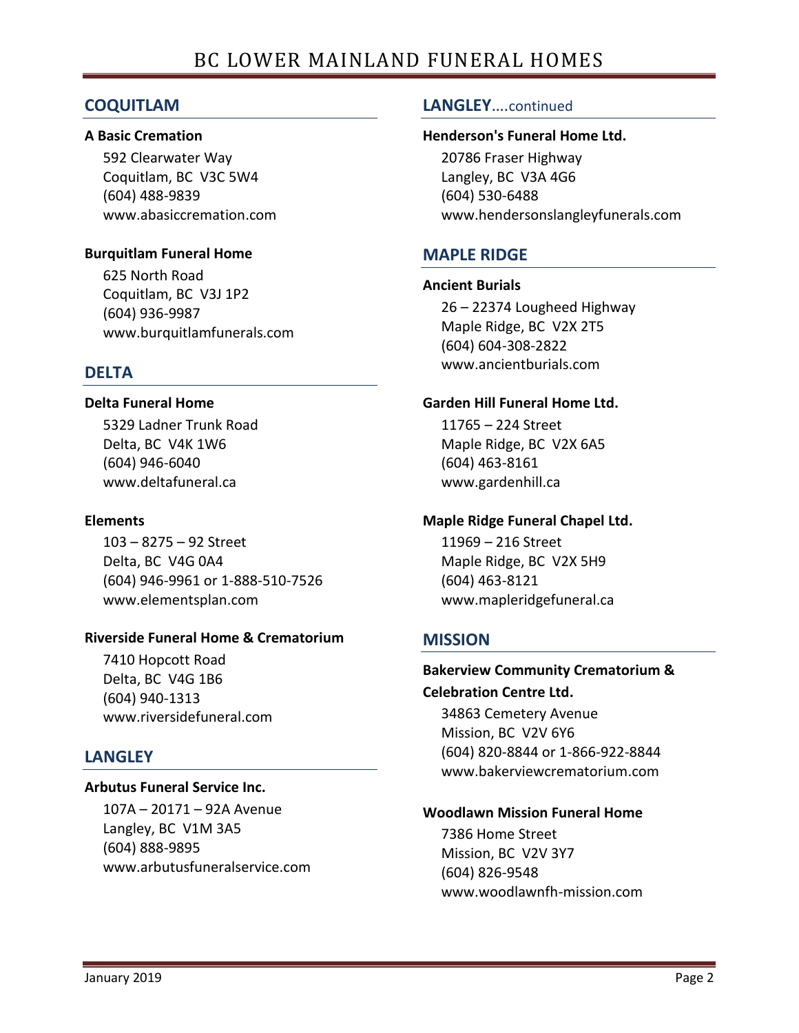# BC LOWER MAINLAND FUNERAL HOMES

## COQUITLAM

**A Basic Cremation**

592 Clearwater Way
Coquitlam, BC V3C 5W4
(604) 488-9839
www.abasiccremation.com

**Burquitlam Funeral Home**

625 North Road
Coquitlam, BC V3J 1P2
(604) 936-9987
www.burquitlamfunerals.com

## DELTA

**Delta Funeral Home**

5329 Ladner Trunk Road
Delta, BC V4K 1W6
(604) 946-6040
www.deltafuneral.ca

**Elements**

103 – 8275 – 92 Street
Delta, BC V4G 0A4
(604) 946-9961 or 1-888-510-7526
www.elementsplan.com

**Riverside Funeral Home & Crematorium**

7410 Hopcott Road
Delta, BC V4G 1B6
(604) 940-1313
www.riversidefuneral.com

## LANGLEY

**Arbutus Funeral Service Inc.**

107A – 20171 – 92A Avenue
Langley, BC V1M 3A5
(604) 888-9895
www.arbutusfuneralservice.com

## LANGLEY....continued

**Henderson's Funeral Home Ltd.**

20786 Fraser Highway
Langley, BC V3A 4G6
(604) 530-6488
www.hendersonslangleyfunerals.com

## MAPLE RIDGE

**Ancient Burials**

26 – 22374 Lougheed Highway
Maple Ridge, BC V2X 2T5
(604) 604-308-2822
www.ancientburials.com

**Garden Hill Funeral Home Ltd.**

11765 – 224 Street
Maple Ridge, BC V2X 6A5
(604) 463-8161
www.gardenhill.ca

**Maple Ridge Funeral Chapel Ltd.**

11969 – 216 Street
Maple Ridge, BC V2X 5H9
(604) 463-8121
www.mapleridgefuneral.ca

## MISSION

**Bakerview Community Crematorium & Celebration Centre Ltd.**

34863 Cemetery Avenue
Mission, BC V2V 6Y6
(604) 820-8844 or 1-866-922-8844
www.bakerviewcrematorium.com

**Woodlawn Mission Funeral Home**

7386 Home Street
Mission, BC V2V 3Y7
(604) 826-9548
www.woodlawnfh-mission.com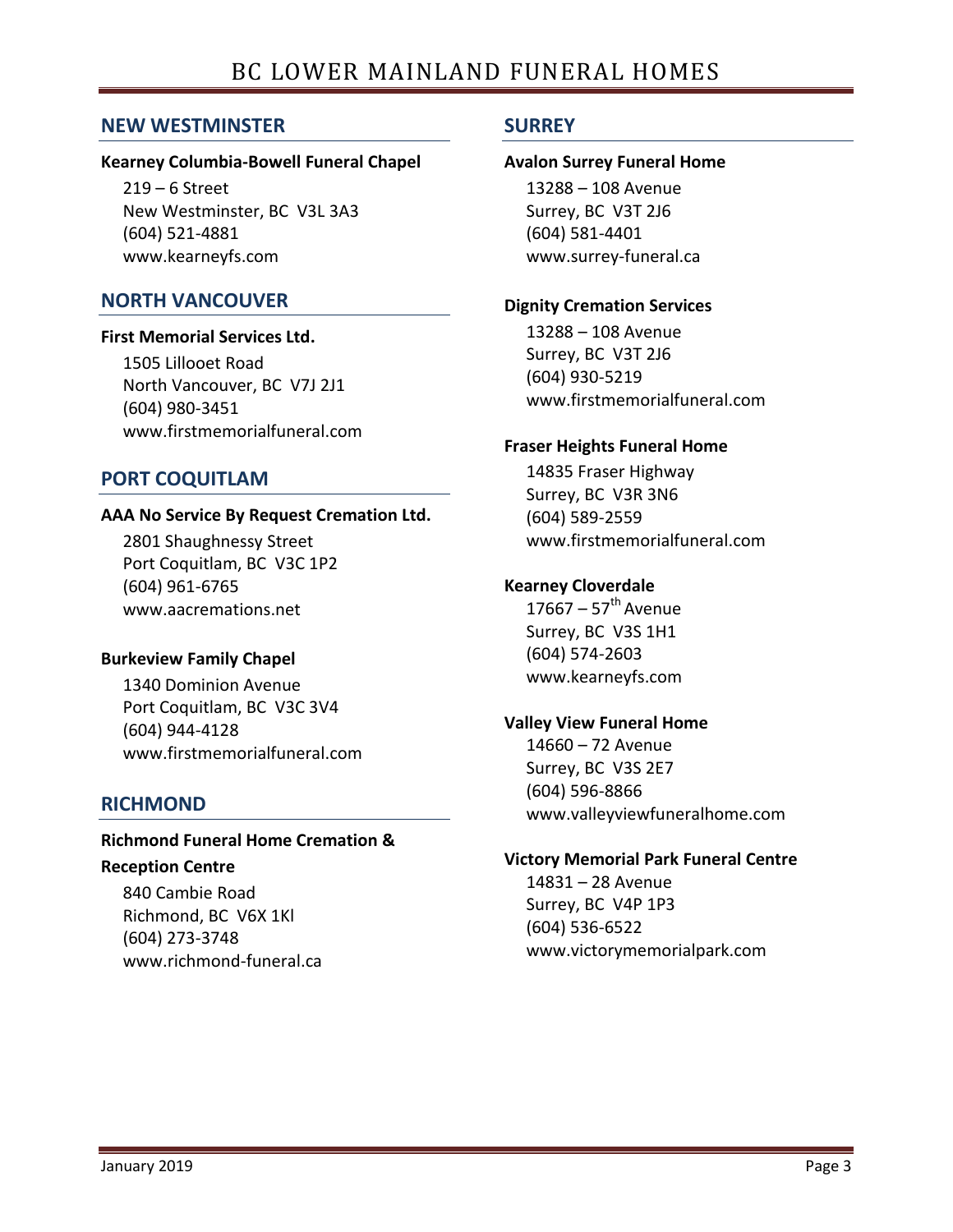# BC LOWER MAINLAND FUNERAL HOMES

## NEW WESTMINSTER

**Kearney Columbia-Bowell Funeral Chapel**

219 – 6 Street
New Westminster, BC V3L 3A3
(604) 521-4881
www.kearneyfs.com

## NORTH VANCOUVER

**First Memorial Services Ltd.**

1505 Lillooet Road
North Vancouver, BC V7J 2J1
(604) 980-3451
www.firstmemorialfuneral.com

## PORT COQUITLAM

**AAA No Service By Request Cremation Ltd.**

2801 Shaughnessy Street
Port Coquitlam, BC V3C 1P2
(604) 961-6765
www.aacremations.net

**Burkeview Family Chapel**

1340 Dominion Avenue
Port Coquitlam, BC V3C 3V4
(604) 944-4128
www.firstmemorialfuneral.com

## RICHMOND

**Richmond Funeral Home Cremation & Reception Centre**

840 Cambie Road
Richmond, BC V6X 1Kl
(604) 273-3748
www.richmond-funeral.ca

## SURREY

**Avalon Surrey Funeral Home**

13288 – 108 Avenue
Surrey, BC V3T 2J6
(604) 581-4401
www.surrey-funeral.ca

**Dignity Cremation Services**

13288 – 108 Avenue
Surrey, BC V3T 2J6
(604) 930-5219
www.firstmemorialfuneral.com

**Fraser Heights Funeral Home**

14835 Fraser Highway
Surrey, BC V3R 3N6
(604) 589-2559
www.firstmemorialfuneral.com

**Kearney Cloverdale**

17667 – 57th Avenue
Surrey, BC V3S 1H1
(604) 574-2603
www.kearneyfs.com

**Valley View Funeral Home**

14660 – 72 Avenue
Surrey, BC V3S 2E7
(604) 596-8866
www.valleyviewfuneralhome.com

**Victory Memorial Park Funeral Centre**

14831 – 28 Avenue
Surrey, BC V4P 1P3
(604) 536-6522
www.victorymemorialpark.com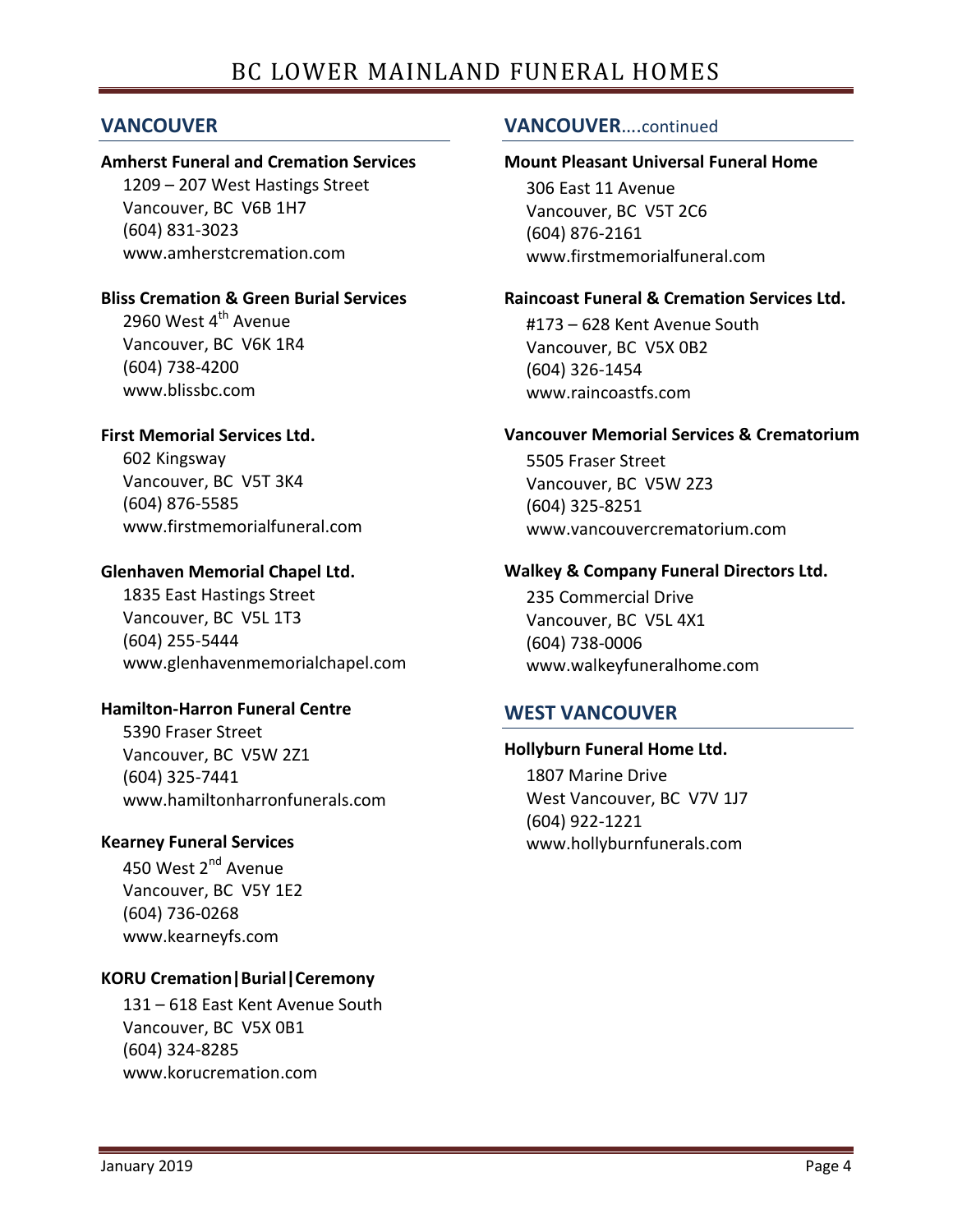# BC LOWER MAINLAND FUNERAL HOMES

## VANCOUVER

**Amherst Funeral and Cremation Services**
1209 – 207 West Hastings Street
Vancouver, BC V6B 1H7
(604) 831-3023
www.amherstcremation.com

**Bliss Cremation & Green Burial Services**
2960 West 4th Avenue
Vancouver, BC V6K 1R4
(604) 738-4200
www.blissbc.com

**First Memorial Services Ltd.**
602 Kingsway
Vancouver, BC V5T 3K4
(604) 876-5585
www.firstmemorialfuneral.com

**Glenhaven Memorial Chapel Ltd.**
1835 East Hastings Street
Vancouver, BC V5L 1T3
(604) 255-5444
www.glenhavenmemorialchapel.com

**Hamilton-Harron Funeral Centre**
5390 Fraser Street
Vancouver, BC V5W 2Z1
(604) 325-7441
www.hamiltonharronfunerals.com

**Kearney Funeral Services**
450 West 2nd Avenue
Vancouver, BC V5Y 1E2
(604) 736-0268
www.kearneyfs.com

**KORU Cremation|Burial|Ceremony**
131 – 618 East Kent Avenue South
Vancouver, BC V5X 0B1
(604) 324-8285
www.korucremation.com

## VANCOUVER....continued

**Mount Pleasant Universal Funeral Home**
306 East 11 Avenue
Vancouver, BC V5T 2C6
(604) 876-2161
www.firstmemorialfuneral.com

**Raincoast Funeral & Cremation Services Ltd.**
#173 – 628 Kent Avenue South
Vancouver, BC V5X 0B2
(604) 326-1454
www.raincoastfs.com

**Vancouver Memorial Services & Crematorium**
5505 Fraser Street
Vancouver, BC V5W 2Z3
(604) 325-8251
www.vancouvercrematorium.com

**Walkey & Company Funeral Directors Ltd.**
235 Commercial Drive
Vancouver, BC V5L 4X1
(604) 738-0006
www.walkeyfuneralhome.com

## WEST VANCOUVER

**Hollyburn Funeral Home Ltd.**
1807 Marine Drive
West Vancouver, BC V7V 1J7
(604) 922-1221
www.hollyburnfunerals.com